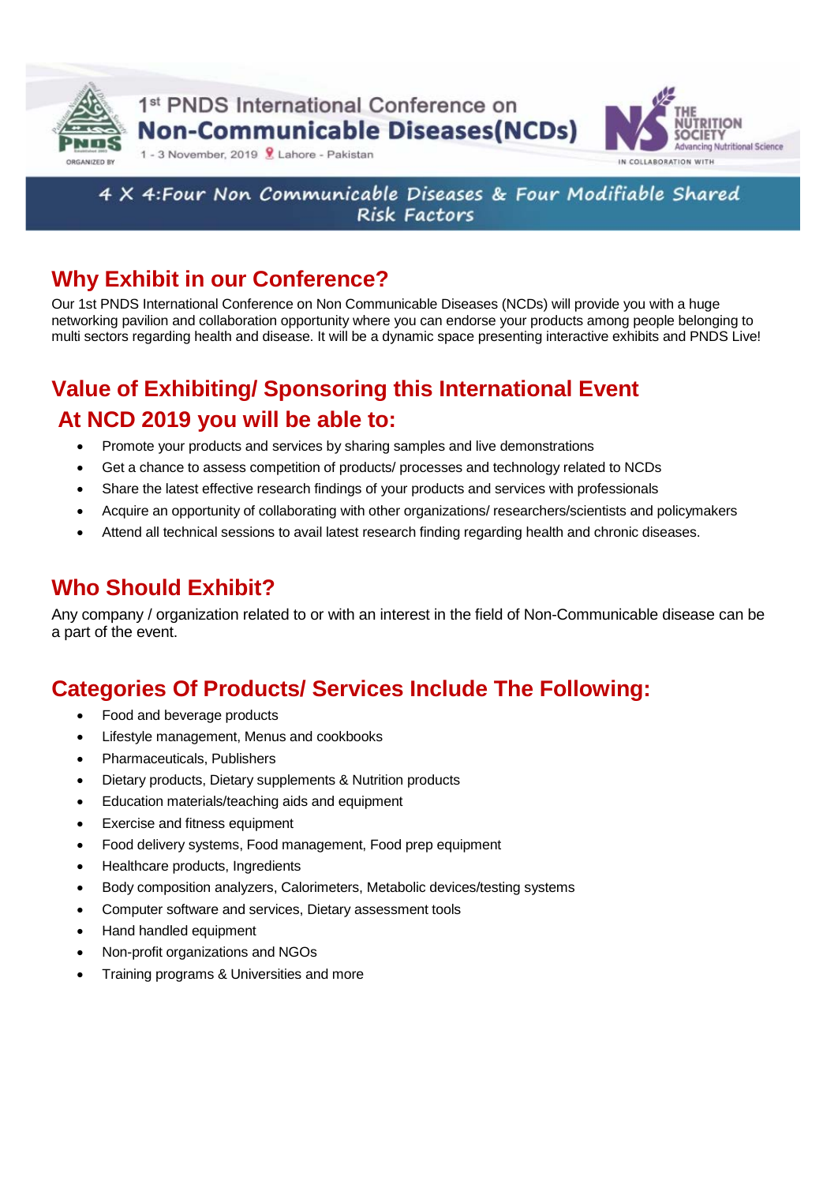1st PNDS International Conference on

# Non-Communicable Diseases(NCDs)

1 - 3 November, 2019 Lahore - Pakistan

ORGANIZED BY

THE NUTRITION SOCIETY
Advancing Nutritional Science

IN COLLABORATION WITH

**4 X 4:Four Non Communicable Diseases & Four Modifiable Shared Risk Factors**

## Why Exhibit in our Conference?

Our 1st PNDS International Conference on Non Communicable Diseases (NCDs) will provide you with a huge networking pavilion and collaboration opportunity where you can endorse your products among people belonging to multi sectors regarding health and disease. It will be a dynamic space presenting interactive exhibits and PNDS Live!

## Value of Exhibiting/ Sponsoring this International Event

## At NCD 2019 you will be able to:

- Promote your products and services by sharing samples and live demonstrations
- Get a chance to assess competition of products/ processes and technology related to NCDs
- Share the latest effective research findings of your products and services with professionals
- Acquire an opportunity of collaborating with other organizations/ researchers/scientists and policymakers
- Attend all technical sessions to avail latest research finding regarding health and chronic diseases.

## Who Should Exhibit?

Any company / organization related to or with an interest in the field of Non-Communicable disease can be a part of the event.

## Categories Of Products/ Services Include The Following:

- Food and beverage products
- Lifestyle management, Menus and cookbooks
- Pharmaceuticals, Publishers
- Dietary products, Dietary supplements & Nutrition products
- Education materials/teaching aids and equipment
- Exercise and fitness equipment
- Food delivery systems, Food management, Food prep equipment
- Healthcare products, Ingredients
- Body composition analyzers, Calorimeters, Metabolic devices/testing systems
- Computer software and services, Dietary assessment tools
- Hand handled equipment
- Non-profit organizations and NGOs
- Training programs & Universities and more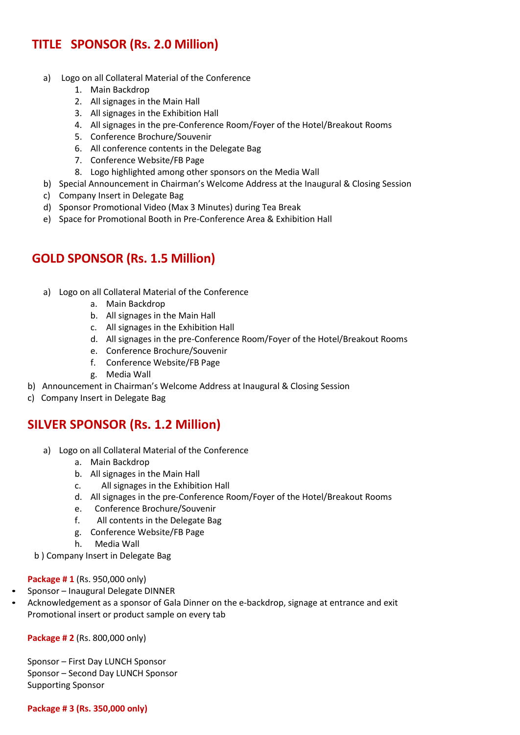## TITLE SPONSOR (Rs. 2.0 Million)

a) Logo on all Collateral Material of the Conference
   1. Main Backdrop
   2. All signages in the Main Hall
   3. All signages in the Exhibition Hall
   4. All signages in the pre-Conference Room/Foyer of the Hotel/Breakout Rooms
   5. Conference Brochure/Souvenir
   6. All conference contents in the Delegate Bag
   7. Conference Website/FB Page
   8. Logo highlighted among other sponsors on the Media Wall

b) Special Announcement in Chairman's Welcome Address at the Inaugural & Closing Session

c) Company Insert in Delegate Bag

d) Sponsor Promotional Video (Max 3 Minutes) during Tea Break

e) Space for Promotional Booth in Pre-Conference Area & Exhibition Hall

## GOLD SPONSOR (Rs. 1.5 Million)

a) Logo on all Collateral Material of the Conference
   a. Main Backdrop
   b. All signages in the Main Hall
   c. All signages in the Exhibition Hall
   d. All signages in the pre-Conference Room/Foyer of the Hotel/Breakout Rooms
   e. Conference Brochure/Souvenir
   f. Conference Website/FB Page
   g. Media Wall

b) Announcement in Chairman's Welcome Address at Inaugural & Closing Session

c) Company Insert in Delegate Bag

## SILVER SPONSOR (Rs. 1.2 Million)

a) Logo on all Collateral Material of the Conference
   a. Main Backdrop
   b. All signages in the Main Hall
   c. All signages in the Exhibition Hall
   d. All signages in the pre-Conference Room/Foyer of the Hotel/Breakout Rooms
   e. Conference Brochure/Souvenir
   f. All contents in the Delegate Bag
   g. Conference Website/FB Page
   h. Media Wall

b ) Company Insert in Delegate Bag

**Package # 1** (Rs. 950,000 only)

- Sponsor – Inaugural Delegate DINNER
- Acknowledgement as a sponsor of Gala Dinner on the e-backdrop, signage at entrance and exit
  Promotional insert or product sample on every tab

**Package # 2** (Rs. 800,000 only)

Sponsor – First Day LUNCH Sponsor
Sponsor – Second Day LUNCH Sponsor
Supporting Sponsor

**Package # 3 (Rs. 350,000 only)**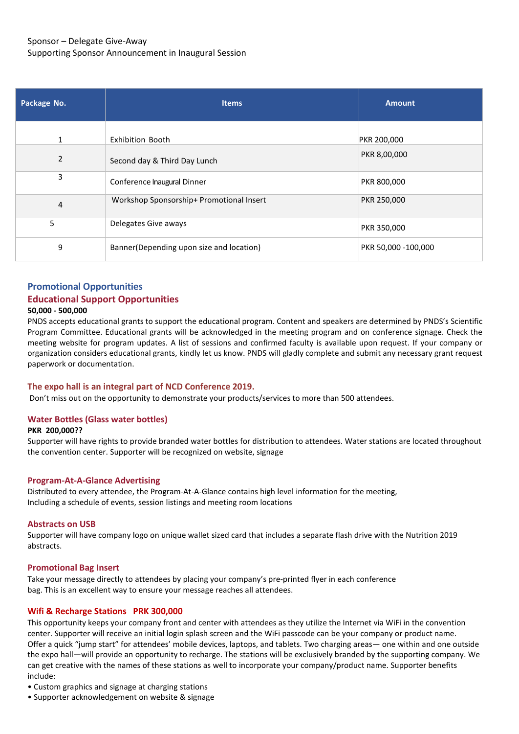Sponsor – Delegate Give-Away
Supporting Sponsor Announcement in Inaugural Session

| Package No. | Items | Amount |
|---|---|---|
| 1 | Exhibition Booth | PKR 200,000 |
| 2 | Second day & Third Day Lunch | PKR 8,00,000 |
| 3 | Conference Inaugural Dinner | PKR 800,000 |
| 4 | Workshop Sponsorship+ Promotional Insert | PKR 250,000 |
| 5 | Delegates Give aways | PKR 350,000 |
| 9 | Banner(Depending upon size and location) | PKR 50,000 -100,000 |

## Promotional Opportunities

## Educational Support Opportunities

**50,000 - 500,000**

PNDS accepts educational grants to support the educational program. Content and speakers are determined by PNDS's Scientific Program Committee. Educational grants will be acknowledged in the meeting program and on conference signage. Check the meeting website for program updates. A list of sessions and confirmed faculty is available upon request. If your company or organization considers educational grants, kindly let us know. PNDS will gladly complete and submit any necessary grant request paperwork or documentation.

### The expo hall is an integral part of NCD Conference 2019.

Don't miss out on the opportunity to demonstrate your products/services to more than 500 attendees.

### Water Bottles (Glass water bottles)

**PKR 200,000??**

Supporter will have rights to provide branded water bottles for distribution to attendees. Water stations are located throughout the convention center. Supporter will be recognized on website, signage

### Program-At-A-Glance Advertising

Distributed to every attendee, the Program-At-A-Glance contains high level information for the meeting,
Including a schedule of events, session listings and meeting room locations

### Abstracts on USB

Supporter will have company logo on unique wallet sized card that includes a separate flash drive with the Nutrition 2019 abstracts.

### Promotional Bag Insert

Take your message directly to attendees by placing your company's pre-printed flyer in each conference bag. This is an excellent way to ensure your message reaches all attendees.

### Wifi & Recharge Stations PRK 300,000

This opportunity keeps your company front and center with attendees as they utilize the Internet via WiFi in the convention center. Supporter will receive an initial login splash screen and the WiFi passcode can be your company or product name. Offer a quick "jump start" for attendees' mobile devices, laptops, and tablets. Two charging areas— one within and one outside the expo hall—will provide an opportunity to recharge. The stations will be exclusively branded by the supporting company. We can get creative with the names of these stations as well to incorporate your company/product name. Supporter benefits include:

- Custom graphics and signage at charging stations
- Supporter acknowledgement on website & signage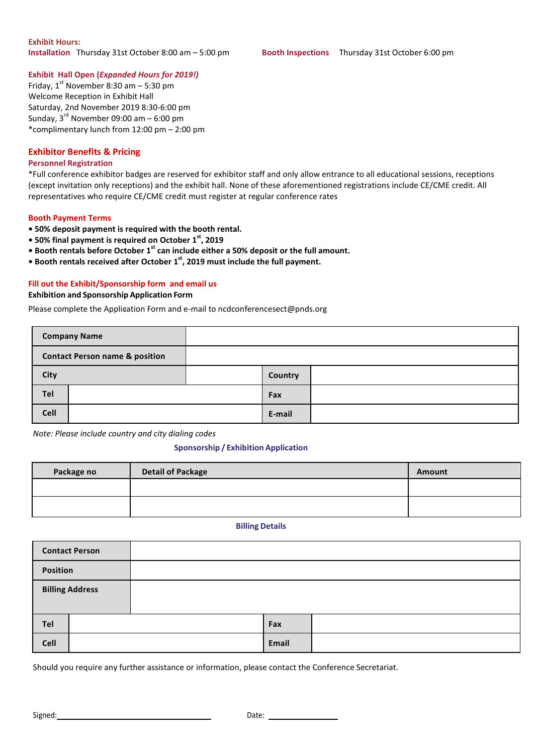**Exhibit Hours:**

**Installation** Thursday 31st October 8:00 am – 5:00 pm

**Booth Inspections** Thursday 31st October 6:00 pm

**Exhibit Hall Open (*Expanded Hours for 2019!*)**

Friday, 1st November 8:30 am – 5:30 pm
Welcome Reception in Exhibit Hall
Saturday, 2nd November 2019 8:30-6:00 pm
Sunday, 3rd November 09:00 am – 6:00 pm
*complimentary lunch from 12:00 pm – 2:00 pm

## Exhibitor Benefits & Pricing

### Personnel Registration

*Full conference exhibitor badges are reserved for exhibitor staff and only allow entrance to all educational sessions, receptions (except invitation only receptions) and the exhibit hall. None of these aforementioned registrations include CE/CME credit. All representatives who require CE/CME credit must register at regular conference rates

### Booth Payment Terms

- **50% deposit payment is required with the booth rental.**
- **50% final payment is required on October 1st, 2019**
- **Booth rentals before October 1st can include either a 50% deposit or the full amount.**
- **Booth rentals received after October 1st, 2019 must include the full payment.**

### Fill out the Exhibit/Sponsorship form and email us

**Exhibition and Sponsorship Application Form**

Please complete the Application Form and e-mail to ncdconferencesect@pnds.org

| | | | |
|---|---|---|---|
| **Company Name** | | | |
| **Contact Person name & position** | | | |
| **City** | | **Country** | |
| **Tel** | | **Fax** | |
| **Cell** | | **E-mail** | |

*Note: Please include country and city dialing codes*

**Sponsorship / Exhibition Application**

| Package no | Detail of Package | Amount |
|---|---|---|
| | | |
| | | |

**Billing Details**

| | | | |
|---|---|---|---|
| **Contact Person** | | | |
| **Position** | | | |
| **Billing Address** | | | |
| **Tel** | | **Fax** | |
| **Cell** | | **Email** | |

Should you require any further assistance or information, please contact the Conference Secretariat.

Signed:\_\_\_\_\_\_\_\_\_\_\_\_\_\_\_\_\_\_\_\_\_\_\_\_\_\_\_\_ Date: \_\_\_\_\_\_\_\_\_\_\_\_\_\_\_